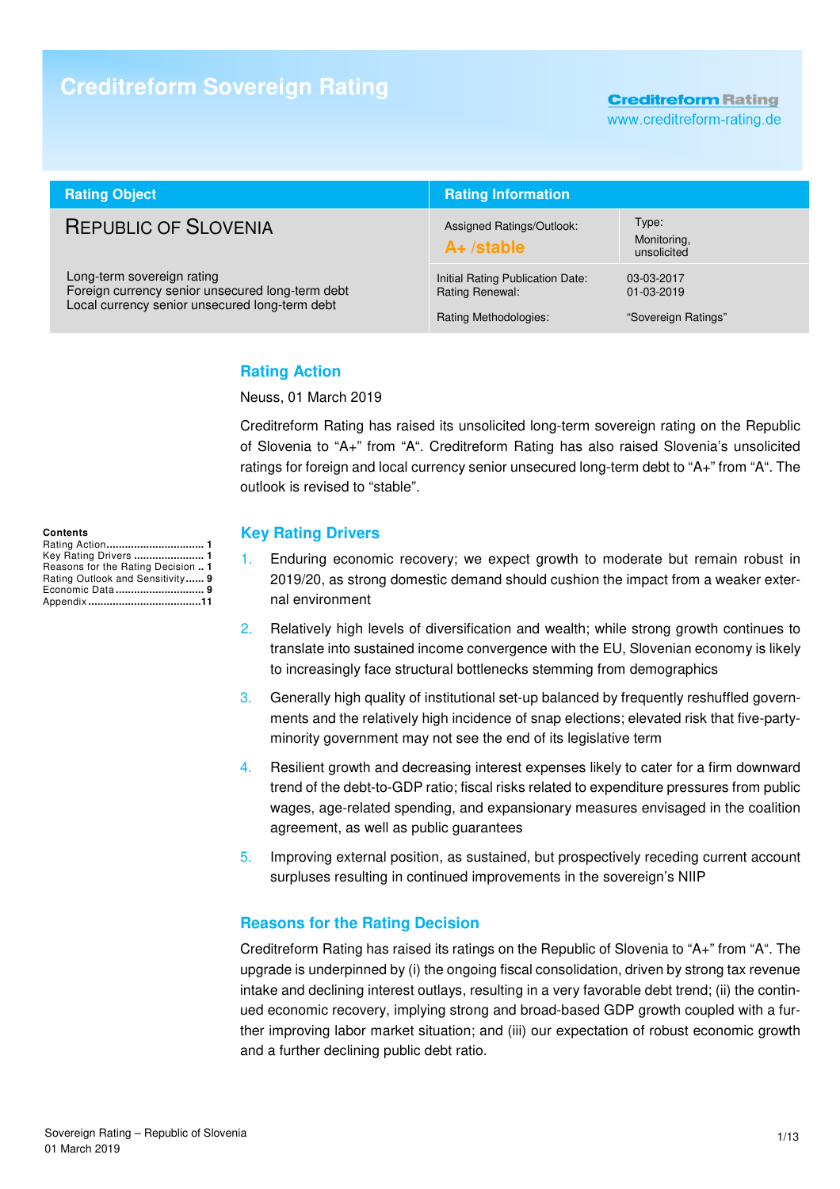# Creditreform Sovereign Rating

Creditreform Rating
www.creditreform-rating.de

| Rating Object | Rating Information | |
|---|---|---|
| **REPUBLIC OF SLOVENIA** | Assigned Ratings/Outlook: **A+ /stable** | Type: Monitoring, unsolicited |
| Long-term sovereign rating<br>Foreign currency senior unsecured long-term debt<br>Local currency senior unsecured long-term debt | Initial Rating Publication Date:<br>Rating Renewal: | 03-03-2017<br>01-03-2019 |
| | Rating Methodologies: | "Sovereign Ratings" |

**Contents**

- Rating Action ................................ 1
- Key Rating Drivers ....................... 1
- Reasons for the Rating Decision .. 1
- Rating Outlook and Sensitivity ...... 9
- Economic Data ............................. 9
- Appendix .....................................11

## Rating Action

Neuss, 01 March 2019

Creditreform Rating has raised its unsolicited long-term sovereign rating on the Republic of Slovenia to "A+" from "A". Creditreform Rating has also raised Slovenia's unsolicited ratings for foreign and local currency senior unsecured long-term debt to "A+" from "A". The outlook is revised to "stable".

## Key Rating Drivers

1. Enduring economic recovery; we expect growth to moderate but remain robust in 2019/20, as strong domestic demand should cushion the impact from a weaker external environment
2. Relatively high levels of diversification and wealth; while strong growth continues to translate into sustained income convergence with the EU, Slovenian economy is likely to increasingly face structural bottlenecks stemming from demographics
3. Generally high quality of institutional set-up balanced by frequently reshuffled governments and the relatively high incidence of snap elections; elevated risk that five-party-minority government may not see the end of its legislative term
4. Resilient growth and decreasing interest expenses likely to cater for a firm downward trend of the debt-to-GDP ratio; fiscal risks related to expenditure pressures from public wages, age-related spending, and expansionary measures envisaged in the coalition agreement, as well as public guarantees
5. Improving external position, as sustained, but prospectively receding current account surpluses resulting in continued improvements in the sovereign's NIIP

## Reasons for the Rating Decision

Creditreform Rating has raised its ratings on the Republic of Slovenia to "A+" from "A". The upgrade is underpinned by (i) the ongoing fiscal consolidation, driven by strong tax revenue intake and declining interest outlays, resulting in a very favorable debt trend; (ii) the continued economic recovery, implying strong and broad-based GDP growth coupled with a further improving labor market situation; and (iii) our expectation of robust economic growth and a further declining public debt ratio.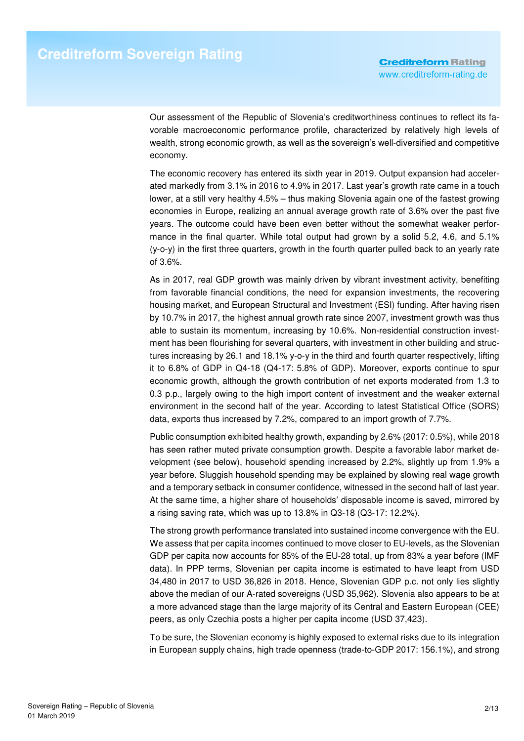Our assessment of the Republic of Slovenia's creditworthiness continues to reflect its favorable macroeconomic performance profile, characterized by relatively high levels of wealth, strong economic growth, as well as the sovereign's well-diversified and competitive economy.

The economic recovery has entered its sixth year in 2019. Output expansion had accelerated markedly from 3.1% in 2016 to 4.9% in 2017. Last year's growth rate came in a touch lower, at a still very healthy 4.5% – thus making Slovenia again one of the fastest growing economies in Europe, realizing an annual average growth rate of 3.6% over the past five years. The outcome could have been even better without the somewhat weaker performance in the final quarter. While total output had grown by a solid 5.2, 4.6, and 5.1% (y-o-y) in the first three quarters, growth in the fourth quarter pulled back to an yearly rate of 3.6%.

As in 2017, real GDP growth was mainly driven by vibrant investment activity, benefiting from favorable financial conditions, the need for expansion investments, the recovering housing market, and European Structural and Investment (ESI) funding. After having risen by 10.7% in 2017, the highest annual growth rate since 2007, investment growth was thus able to sustain its momentum, increasing by 10.6%. Non-residential construction investment has been flourishing for several quarters, with investment in other building and structures increasing by 26.1 and 18.1% y-o-y in the third and fourth quarter respectively, lifting it to 6.8% of GDP in Q4-18 (Q4-17: 5.8% of GDP). Moreover, exports continue to spur economic growth, although the growth contribution of net exports moderated from 1.3 to 0.3 p.p., largely owing to the high import content of investment and the weaker external environment in the second half of the year. According to latest Statistical Office (SORS) data, exports thus increased by 7.2%, compared to an import growth of 7.7%.

Public consumption exhibited healthy growth, expanding by 2.6% (2017: 0.5%), while 2018 has seen rather muted private consumption growth. Despite a favorable labor market development (see below), household spending increased by 2.2%, slightly up from 1.9% a year before. Sluggish household spending may be explained by slowing real wage growth and a temporary setback in consumer confidence, witnessed in the second half of last year. At the same time, a higher share of households' disposable income is saved, mirrored by a rising saving rate, which was up to 13.8% in Q3-18 (Q3-17: 12.2%).

The strong growth performance translated into sustained income convergence with the EU. We assess that per capita incomes continued to move closer to EU-levels, as the Slovenian GDP per capita now accounts for 85% of the EU-28 total, up from 83% a year before (IMF data). In PPP terms, Slovenian per capita income is estimated to have leapt from USD 34,480 in 2017 to USD 36,826 in 2018. Hence, Slovenian GDP p.c. not only lies slightly above the median of our A-rated sovereigns (USD 35,962). Slovenia also appears to be at a more advanced stage than the large majority of its Central and Eastern European (CEE) peers, as only Czechia posts a higher per capita income (USD 37,423).

To be sure, the Slovenian economy is highly exposed to external risks due to its integration in European supply chains, high trade openness (trade-to-GDP 2017: 156.1%), and strong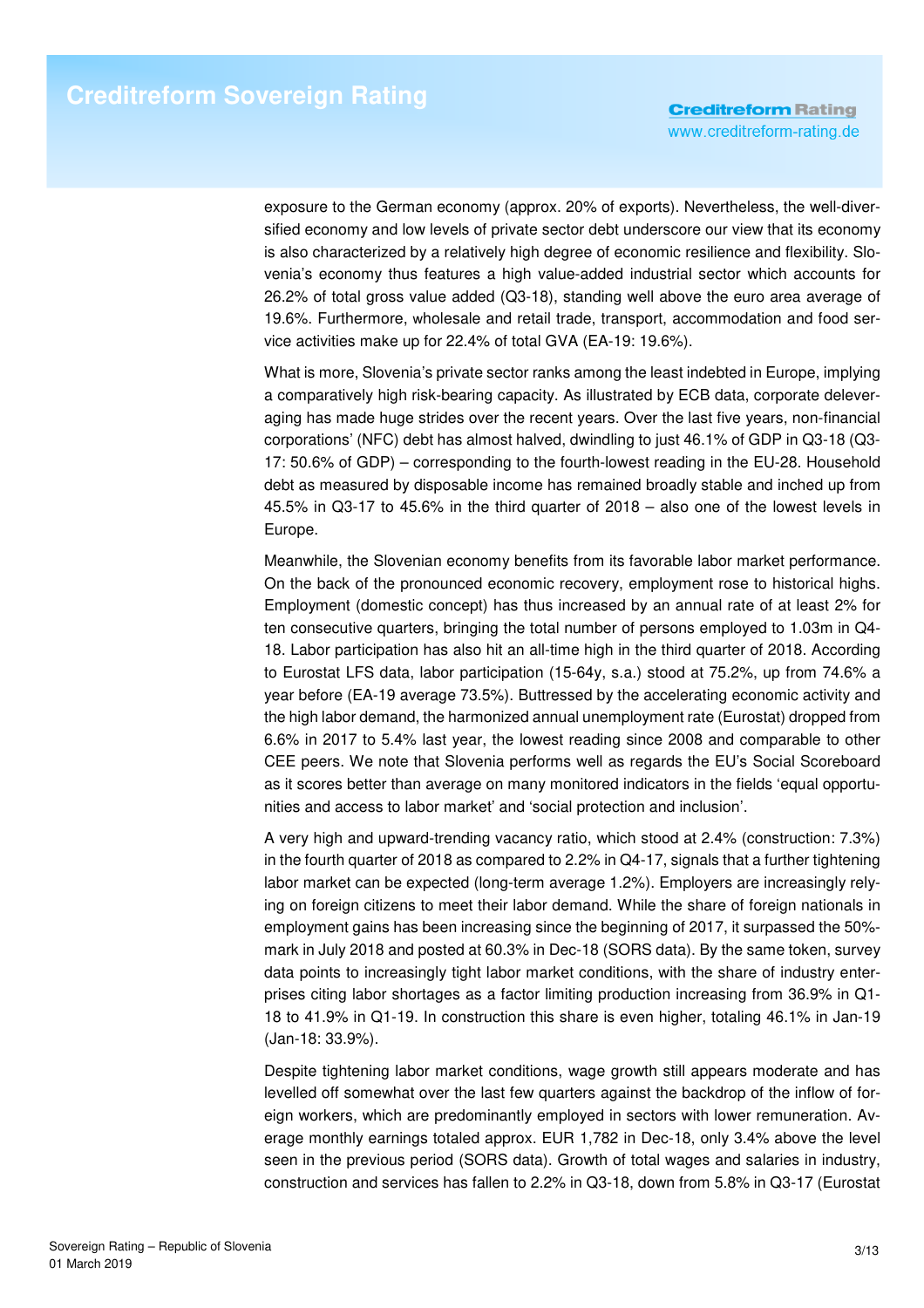exposure to the German economy (approx. 20% of exports). Nevertheless, the well-diversified economy and low levels of private sector debt underscore our view that its economy is also characterized by a relatively high degree of economic resilience and flexibility. Slovenia's economy thus features a high value-added industrial sector which accounts for 26.2% of total gross value added (Q3-18), standing well above the euro area average of 19.6%. Furthermore, wholesale and retail trade, transport, accommodation and food service activities make up for 22.4% of total GVA (EA-19: 19.6%).

What is more, Slovenia's private sector ranks among the least indebted in Europe, implying a comparatively high risk-bearing capacity. As illustrated by ECB data, corporate deleveraging has made huge strides over the recent years. Over the last five years, non-financial corporations' (NFC) debt has almost halved, dwindling to just 46.1% of GDP in Q3-18 (Q3-17: 50.6% of GDP) – corresponding to the fourth-lowest reading in the EU-28. Household debt as measured by disposable income has remained broadly stable and inched up from 45.5% in Q3-17 to 45.6% in the third quarter of 2018 – also one of the lowest levels in Europe.

Meanwhile, the Slovenian economy benefits from its favorable labor market performance. On the back of the pronounced economic recovery, employment rose to historical highs. Employment (domestic concept) has thus increased by an annual rate of at least 2% for ten consecutive quarters, bringing the total number of persons employed to 1.03m in Q4-18. Labor participation has also hit an all-time high in the third quarter of 2018. According to Eurostat LFS data, labor participation (15-64y, s.a.) stood at 75.2%, up from 74.6% a year before (EA-19 average 73.5%). Buttressed by the accelerating economic activity and the high labor demand, the harmonized annual unemployment rate (Eurostat) dropped from 6.6% in 2017 to 5.4% last year, the lowest reading since 2008 and comparable to other CEE peers. We note that Slovenia performs well as regards the EU's Social Scoreboard as it scores better than average on many monitored indicators in the fields 'equal opportunities and access to labor market' and 'social protection and inclusion'.

A very high and upward-trending vacancy ratio, which stood at 2.4% (construction: 7.3%) in the fourth quarter of 2018 as compared to 2.2% in Q4-17, signals that a further tightening labor market can be expected (long-term average 1.2%). Employers are increasingly relying on foreign citizens to meet their labor demand. While the share of foreign nationals in employment gains has been increasing since the beginning of 2017, it surpassed the 50%-mark in July 2018 and posted at 60.3% in Dec-18 (SORS data). By the same token, survey data points to increasingly tight labor market conditions, with the share of industry enterprises citing labor shortages as a factor limiting production increasing from 36.9% in Q1-18 to 41.9% in Q1-19. In construction this share is even higher, totaling 46.1% in Jan-19 (Jan-18: 33.9%).

Despite tightening labor market conditions, wage growth still appears moderate and has levelled off somewhat over the last few quarters against the backdrop of the inflow of foreign workers, which are predominantly employed in sectors with lower remuneration. Average monthly earnings totaled approx. EUR 1,782 in Dec-18, only 3.4% above the level seen in the previous period (SORS data). Growth of total wages and salaries in industry, construction and services has fallen to 2.2% in Q3-18, down from 5.8% in Q3-17 (Eurostat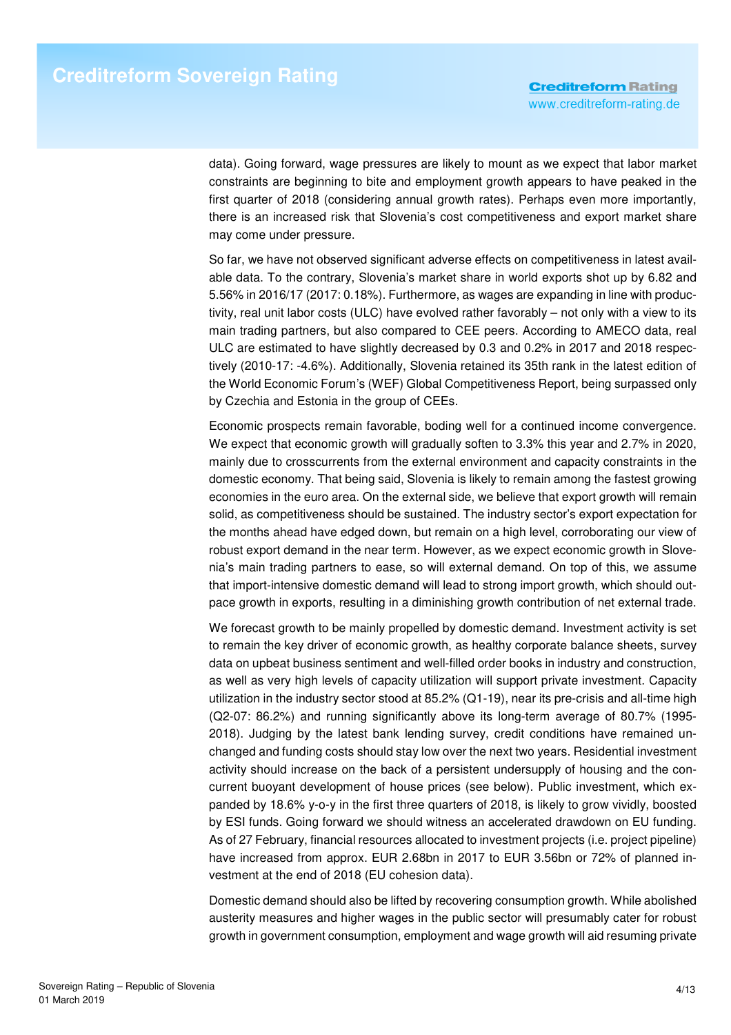data). Going forward, wage pressures are likely to mount as we expect that labor market constraints are beginning to bite and employment growth appears to have peaked in the first quarter of 2018 (considering annual growth rates). Perhaps even more importantly, there is an increased risk that Slovenia's cost competitiveness and export market share may come under pressure.

So far, we have not observed significant adverse effects on competitiveness in latest available data. To the contrary, Slovenia's market share in world exports shot up by 6.82 and 5.56% in 2016/17 (2017: 0.18%). Furthermore, as wages are expanding in line with productivity, real unit labor costs (ULC) have evolved rather favorably – not only with a view to its main trading partners, but also compared to CEE peers. According to AMECO data, real ULC are estimated to have slightly decreased by 0.3 and 0.2% in 2017 and 2018 respectively (2010-17: -4.6%). Additionally, Slovenia retained its 35th rank in the latest edition of the World Economic Forum's (WEF) Global Competitiveness Report, being surpassed only by Czechia and Estonia in the group of CEEs.

Economic prospects remain favorable, boding well for a continued income convergence. We expect that economic growth will gradually soften to 3.3% this year and 2.7% in 2020, mainly due to crosscurrents from the external environment and capacity constraints in the domestic economy. That being said, Slovenia is likely to remain among the fastest growing economies in the euro area. On the external side, we believe that export growth will remain solid, as competitiveness should be sustained. The industry sector's export expectation for the months ahead have edged down, but remain on a high level, corroborating our view of robust export demand in the near term. However, as we expect economic growth in Slovenia's main trading partners to ease, so will external demand. On top of this, we assume that import-intensive domestic demand will lead to strong import growth, which should outpace growth in exports, resulting in a diminishing growth contribution of net external trade.

We forecast growth to be mainly propelled by domestic demand. Investment activity is set to remain the key driver of economic growth, as healthy corporate balance sheets, survey data on upbeat business sentiment and well-filled order books in industry and construction, as well as very high levels of capacity utilization will support private investment. Capacity utilization in the industry sector stood at 85.2% (Q1-19), near its pre-crisis and all-time high (Q2-07: 86.2%) and running significantly above its long-term average of 80.7% (1995-2018). Judging by the latest bank lending survey, credit conditions have remained unchanged and funding costs should stay low over the next two years. Residential investment activity should increase on the back of a persistent undersupply of housing and the concurrent buoyant development of house prices (see below). Public investment, which expanded by 18.6% y-o-y in the first three quarters of 2018, is likely to grow vividly, boosted by ESI funds. Going forward we should witness an accelerated drawdown on EU funding. As of 27 February, financial resources allocated to investment projects (i.e. project pipeline) have increased from approx. EUR 2.68bn in 2017 to EUR 3.56bn or 72% of planned investment at the end of 2018 (EU cohesion data).

Domestic demand should also be lifted by recovering consumption growth. While abolished austerity measures and higher wages in the public sector will presumably cater for robust growth in government consumption, employment and wage growth will aid resuming private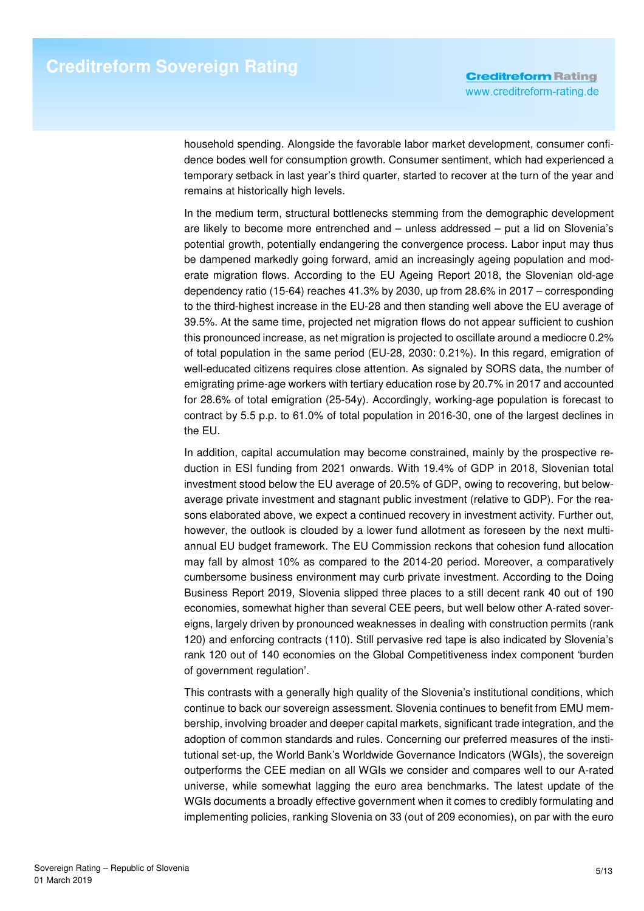household spending. Alongside the favorable labor market development, consumer confidence bodes well for consumption growth. Consumer sentiment, which had experienced a temporary setback in last year's third quarter, started to recover at the turn of the year and remains at historically high levels.

In the medium term, structural bottlenecks stemming from the demographic development are likely to become more entrenched and – unless addressed – put a lid on Slovenia's potential growth, potentially endangering the convergence process. Labor input may thus be dampened markedly going forward, amid an increasingly ageing population and moderate migration flows. According to the EU Ageing Report 2018, the Slovenian old-age dependency ratio (15-64) reaches 41.3% by 2030, up from 28.6% in 2017 – corresponding to the third-highest increase in the EU-28 and then standing well above the EU average of 39.5%. At the same time, projected net migration flows do not appear sufficient to cushion this pronounced increase, as net migration is projected to oscillate around a mediocre 0.2% of total population in the same period (EU-28, 2030: 0.21%). In this regard, emigration of well-educated citizens requires close attention. As signaled by SORS data, the number of emigrating prime-age workers with tertiary education rose by 20.7% in 2017 and accounted for 28.6% of total emigration (25-54y). Accordingly, working-age population is forecast to contract by 5.5 p.p. to 61.0% of total population in 2016-30, one of the largest declines in the EU.

In addition, capital accumulation may become constrained, mainly by the prospective reduction in ESI funding from 2021 onwards. With 19.4% of GDP in 2018, Slovenian total investment stood below the EU average of 20.5% of GDP, owing to recovering, but below-average private investment and stagnant public investment (relative to GDP). For the reasons elaborated above, we expect a continued recovery in investment activity. Further out, however, the outlook is clouded by a lower fund allotment as foreseen by the next multi-annual EU budget framework. The EU Commission reckons that cohesion fund allocation may fall by almost 10% as compared to the 2014-20 period. Moreover, a comparatively cumbersome business environment may curb private investment. According to the Doing Business Report 2019, Slovenia slipped three places to a still decent rank 40 out of 190 economies, somewhat higher than several CEE peers, but well below other A-rated sovereigns, largely driven by pronounced weaknesses in dealing with construction permits (rank 120) and enforcing contracts (110). Still pervasive red tape is also indicated by Slovenia's rank 120 out of 140 economies on the Global Competitiveness index component 'burden of government regulation'.

This contrasts with a generally high quality of the Slovenia's institutional conditions, which continue to back our sovereign assessment. Slovenia continues to benefit from EMU membership, involving broader and deeper capital markets, significant trade integration, and the adoption of common standards and rules. Concerning our preferred measures of the institutional set-up, the World Bank's Worldwide Governance Indicators (WGIs), the sovereign outperforms the CEE median on all WGIs we consider and compares well to our A-rated universe, while somewhat lagging the euro area benchmarks. The latest update of the WGIs documents a broadly effective government when it comes to credibly formulating and implementing policies, ranking Slovenia on 33 (out of 209 economies), on par with the euro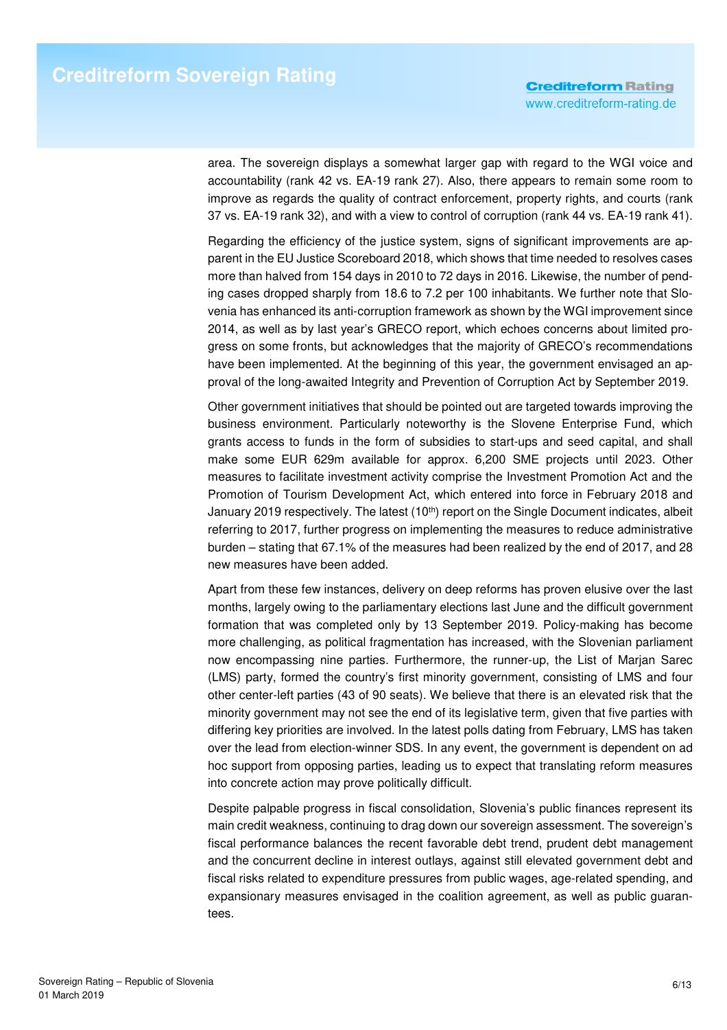area. The sovereign displays a somewhat larger gap with regard to the WGI voice and accountability (rank 42 vs. EA-19 rank 27). Also, there appears to remain some room to improve as regards the quality of contract enforcement, property rights, and courts (rank 37 vs. EA-19 rank 32), and with a view to control of corruption (rank 44 vs. EA-19 rank 41).

Regarding the efficiency of the justice system, signs of significant improvements are apparent in the EU Justice Scoreboard 2018, which shows that time needed to resolves cases more than halved from 154 days in 2010 to 72 days in 2016. Likewise, the number of pending cases dropped sharply from 18.6 to 7.2 per 100 inhabitants. We further note that Slovenia has enhanced its anti-corruption framework as shown by the WGI improvement since 2014, as well as by last year's GRECO report, which echoes concerns about limited progress on some fronts, but acknowledges that the majority of GRECO's recommendations have been implemented. At the beginning of this year, the government envisaged an approval of the long-awaited Integrity and Prevention of Corruption Act by September 2019.

Other government initiatives that should be pointed out are targeted towards improving the business environment. Particularly noteworthy is the Slovene Enterprise Fund, which grants access to funds in the form of subsidies to start-ups and seed capital, and shall make some EUR 629m available for approx. 6,200 SME projects until 2023. Other measures to facilitate investment activity comprise the Investment Promotion Act and the Promotion of Tourism Development Act, which entered into force in February 2018 and January 2019 respectively. The latest (10th) report on the Single Document indicates, albeit referring to 2017, further progress on implementing the measures to reduce administrative burden – stating that 67.1% of the measures had been realized by the end of 2017, and 28 new measures have been added.

Apart from these few instances, delivery on deep reforms has proven elusive over the last months, largely owing to the parliamentary elections last June and the difficult government formation that was completed only by 13 September 2019. Policy-making has become more challenging, as political fragmentation has increased, with the Slovenian parliament now encompassing nine parties. Furthermore, the runner-up, the List of Marjan Sarec (LMS) party, formed the country's first minority government, consisting of LMS and four other center-left parties (43 of 90 seats). We believe that there is an elevated risk that the minority government may not see the end of its legislative term, given that five parties with differing key priorities are involved. In the latest polls dating from February, LMS has taken over the lead from election-winner SDS. In any event, the government is dependent on ad hoc support from opposing parties, leading us to expect that translating reform measures into concrete action may prove politically difficult.

Despite palpable progress in fiscal consolidation, Slovenia's public finances represent its main credit weakness, continuing to drag down our sovereign assessment. The sovereign's fiscal performance balances the recent favorable debt trend, prudent debt management and the concurrent decline in interest outlays, against still elevated government debt and fiscal risks related to expenditure pressures from public wages, age-related spending, and expansionary measures envisaged in the coalition agreement, as well as public guarantees.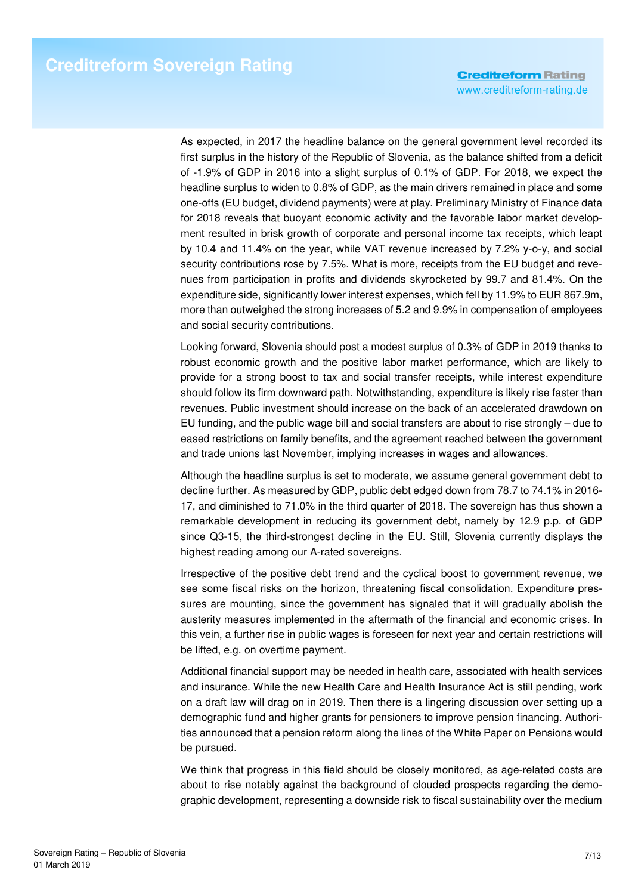As expected, in 2017 the headline balance on the general government level recorded its first surplus in the history of the Republic of Slovenia, as the balance shifted from a deficit of -1.9% of GDP in 2016 into a slight surplus of 0.1% of GDP. For 2018, we expect the headline surplus to widen to 0.8% of GDP, as the main drivers remained in place and some one-offs (EU budget, dividend payments) were at play. Preliminary Ministry of Finance data for 2018 reveals that buoyant economic activity and the favorable labor market development resulted in brisk growth of corporate and personal income tax receipts, which leapt by 10.4 and 11.4% on the year, while VAT revenue increased by 7.2% y-o-y, and social security contributions rose by 7.5%. What is more, receipts from the EU budget and revenues from participation in profits and dividends skyrocketed by 99.7 and 81.4%. On the expenditure side, significantly lower interest expenses, which fell by 11.9% to EUR 867.9m, more than outweighed the strong increases of 5.2 and 9.9% in compensation of employees and social security contributions.

Looking forward, Slovenia should post a modest surplus of 0.3% of GDP in 2019 thanks to robust economic growth and the positive labor market performance, which are likely to provide for a strong boost to tax and social transfer receipts, while interest expenditure should follow its firm downward path. Notwithstanding, expenditure is likely rise faster than revenues. Public investment should increase on the back of an accelerated drawdown on EU funding, and the public wage bill and social transfers are about to rise strongly – due to eased restrictions on family benefits, and the agreement reached between the government and trade unions last November, implying increases in wages and allowances.

Although the headline surplus is set to moderate, we assume general government debt to decline further. As measured by GDP, public debt edged down from 78.7 to 74.1% in 2016-17, and diminished to 71.0% in the third quarter of 2018. The sovereign has thus shown a remarkable development in reducing its government debt, namely by 12.9 p.p. of GDP since Q3-15, the third-strongest decline in the EU. Still, Slovenia currently displays the highest reading among our A-rated sovereigns.

Irrespective of the positive debt trend and the cyclical boost to government revenue, we see some fiscal risks on the horizon, threatening fiscal consolidation. Expenditure pressures are mounting, since the government has signaled that it will gradually abolish the austerity measures implemented in the aftermath of the financial and economic crises. In this vein, a further rise in public wages is foreseen for next year and certain restrictions will be lifted, e.g. on overtime payment.

Additional financial support may be needed in health care, associated with health services and insurance. While the new Health Care and Health Insurance Act is still pending, work on a draft law will drag on in 2019. Then there is a lingering discussion over setting up a demographic fund and higher grants for pensioners to improve pension financing. Authorities announced that a pension reform along the lines of the White Paper on Pensions would be pursued.

We think that progress in this field should be closely monitored, as age-related costs are about to rise notably against the background of clouded prospects regarding the demographic development, representing a downside risk to fiscal sustainability over the medium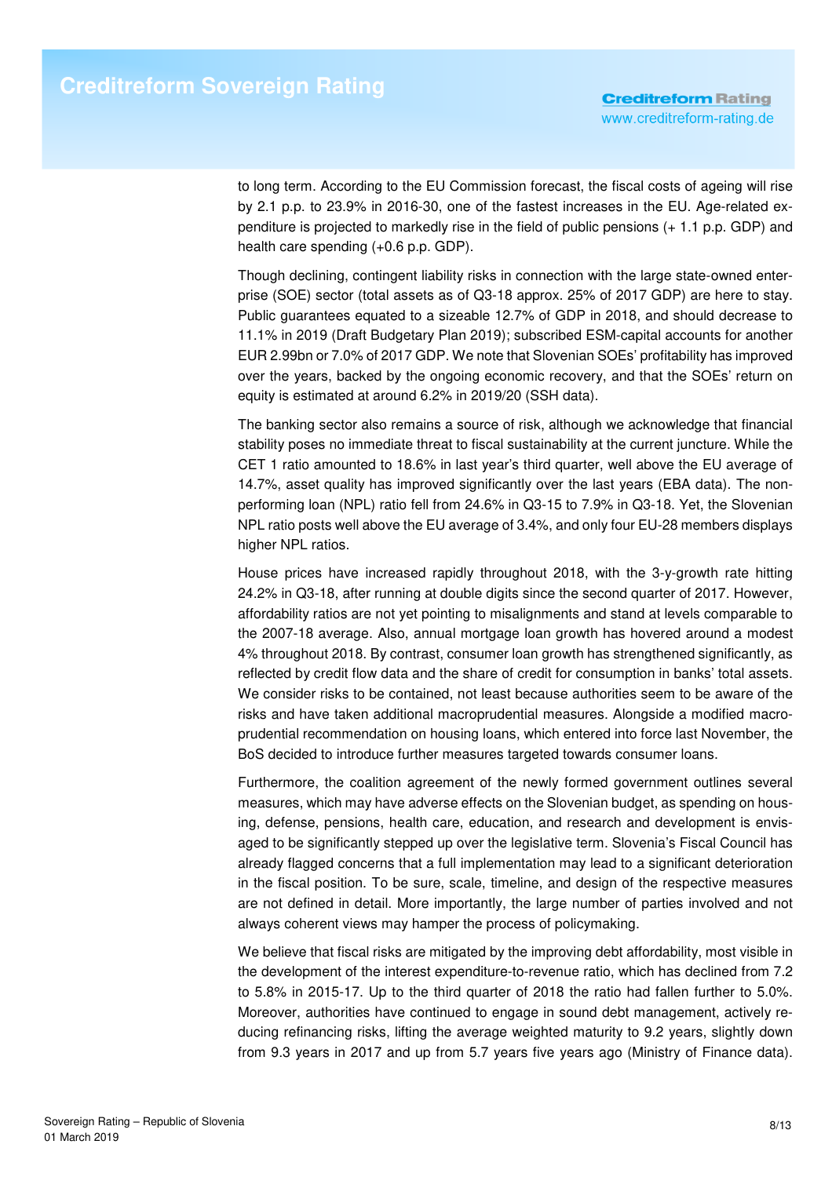to long term. According to the EU Commission forecast, the fiscal costs of ageing will rise by 2.1 p.p. to 23.9% in 2016-30, one of the fastest increases in the EU. Age-related expenditure is projected to markedly rise in the field of public pensions (+ 1.1 p.p. GDP) and health care spending (+0.6 p.p. GDP).

Though declining, contingent liability risks in connection with the large state-owned enterprise (SOE) sector (total assets as of Q3-18 approx. 25% of 2017 GDP) are here to stay. Public guarantees equated to a sizeable 12.7% of GDP in 2018, and should decrease to 11.1% in 2019 (Draft Budgetary Plan 2019); subscribed ESM-capital accounts for another EUR 2.99bn or 7.0% of 2017 GDP. We note that Slovenian SOEs' profitability has improved over the years, backed by the ongoing economic recovery, and that the SOEs' return on equity is estimated at around 6.2% in 2019/20 (SSH data).

The banking sector also remains a source of risk, although we acknowledge that financial stability poses no immediate threat to fiscal sustainability at the current juncture. While the CET 1 ratio amounted to 18.6% in last year's third quarter, well above the EU average of 14.7%, asset quality has improved significantly over the last years (EBA data). The non-performing loan (NPL) ratio fell from 24.6% in Q3-15 to 7.9% in Q3-18. Yet, the Slovenian NPL ratio posts well above the EU average of 3.4%, and only four EU-28 members displays higher NPL ratios.

House prices have increased rapidly throughout 2018, with the 3-y-growth rate hitting 24.2% in Q3-18, after running at double digits since the second quarter of 2017. However, affordability ratios are not yet pointing to misalignments and stand at levels comparable to the 2007-18 average. Also, annual mortgage loan growth has hovered around a modest 4% throughout 2018. By contrast, consumer loan growth has strengthened significantly, as reflected by credit flow data and the share of credit for consumption in banks' total assets. We consider risks to be contained, not least because authorities seem to be aware of the risks and have taken additional macroprudential measures. Alongside a modified macroprudential recommendation on housing loans, which entered into force last November, the BoS decided to introduce further measures targeted towards consumer loans.

Furthermore, the coalition agreement of the newly formed government outlines several measures, which may have adverse effects on the Slovenian budget, as spending on housing, defense, pensions, health care, education, and research and development is envisaged to be significantly stepped up over the legislative term. Slovenia's Fiscal Council has already flagged concerns that a full implementation may lead to a significant deterioration in the fiscal position. To be sure, scale, timeline, and design of the respective measures are not defined in detail. More importantly, the large number of parties involved and not always coherent views may hamper the process of policymaking.

We believe that fiscal risks are mitigated by the improving debt affordability, most visible in the development of the interest expenditure-to-revenue ratio, which has declined from 7.2 to 5.8% in 2015-17. Up to the third quarter of 2018 the ratio had fallen further to 5.0%. Moreover, authorities have continued to engage in sound debt management, actively reducing refinancing risks, lifting the average weighted maturity to 9.2 years, slightly down from 9.3 years in 2017 and up from 5.7 years five years ago (Ministry of Finance data).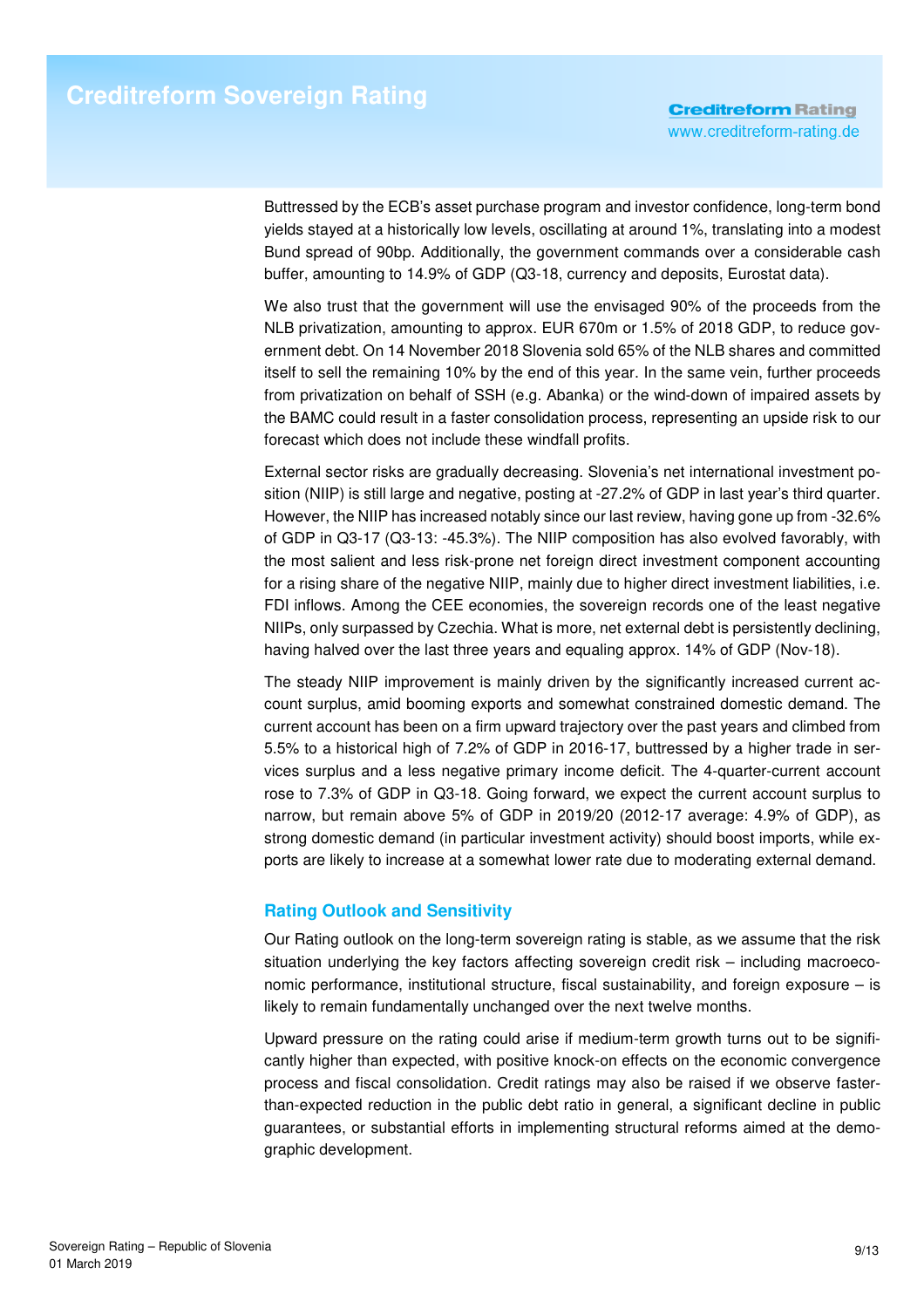Buttressed by the ECB's asset purchase program and investor confidence, long-term bond yields stayed at a historically low levels, oscillating at around 1%, translating into a modest Bund spread of 90bp. Additionally, the government commands over a considerable cash buffer, amounting to 14.9% of GDP (Q3-18, currency and deposits, Eurostat data).

We also trust that the government will use the envisaged 90% of the proceeds from the NLB privatization, amounting to approx. EUR 670m or 1.5% of 2018 GDP, to reduce government debt. On 14 November 2018 Slovenia sold 65% of the NLB shares and committed itself to sell the remaining 10% by the end of this year. In the same vein, further proceeds from privatization on behalf of SSH (e.g. Abanka) or the wind-down of impaired assets by the BAMC could result in a faster consolidation process, representing an upside risk to our forecast which does not include these windfall profits.

External sector risks are gradually decreasing. Slovenia's net international investment position (NIIP) is still large and negative, posting at -27.2% of GDP in last year's third quarter. However, the NIIP has increased notably since our last review, having gone up from -32.6% of GDP in Q3-17 (Q3-13: -45.3%). The NIIP composition has also evolved favorably, with the most salient and less risk-prone net foreign direct investment component accounting for a rising share of the negative NIIP, mainly due to higher direct investment liabilities, i.e. FDI inflows. Among the CEE economies, the sovereign records one of the least negative NIIPs, only surpassed by Czechia. What is more, net external debt is persistently declining, having halved over the last three years and equaling approx. 14% of GDP (Nov-18).

The steady NIIP improvement is mainly driven by the significantly increased current account surplus, amid booming exports and somewhat constrained domestic demand. The current account has been on a firm upward trajectory over the past years and climbed from 5.5% to a historical high of 7.2% of GDP in 2016-17, buttressed by a higher trade in services surplus and a less negative primary income deficit. The 4-quarter-current account rose to 7.3% of GDP in Q3-18. Going forward, we expect the current account surplus to narrow, but remain above 5% of GDP in 2019/20 (2012-17 average: 4.9% of GDP), as strong domestic demand (in particular investment activity) should boost imports, while exports are likely to increase at a somewhat lower rate due to moderating external demand.

## Rating Outlook and Sensitivity

Our Rating outlook on the long-term sovereign rating is stable, as we assume that the risk situation underlying the key factors affecting sovereign credit risk – including macroeconomic performance, institutional structure, fiscal sustainability, and foreign exposure – is likely to remain fundamentally unchanged over the next twelve months.

Upward pressure on the rating could arise if medium-term growth turns out to be significantly higher than expected, with positive knock-on effects on the economic convergence process and fiscal consolidation. Credit ratings may also be raised if we observe faster-than-expected reduction in the public debt ratio in general, a significant decline in public guarantees, or substantial efforts in implementing structural reforms aimed at the demographic development.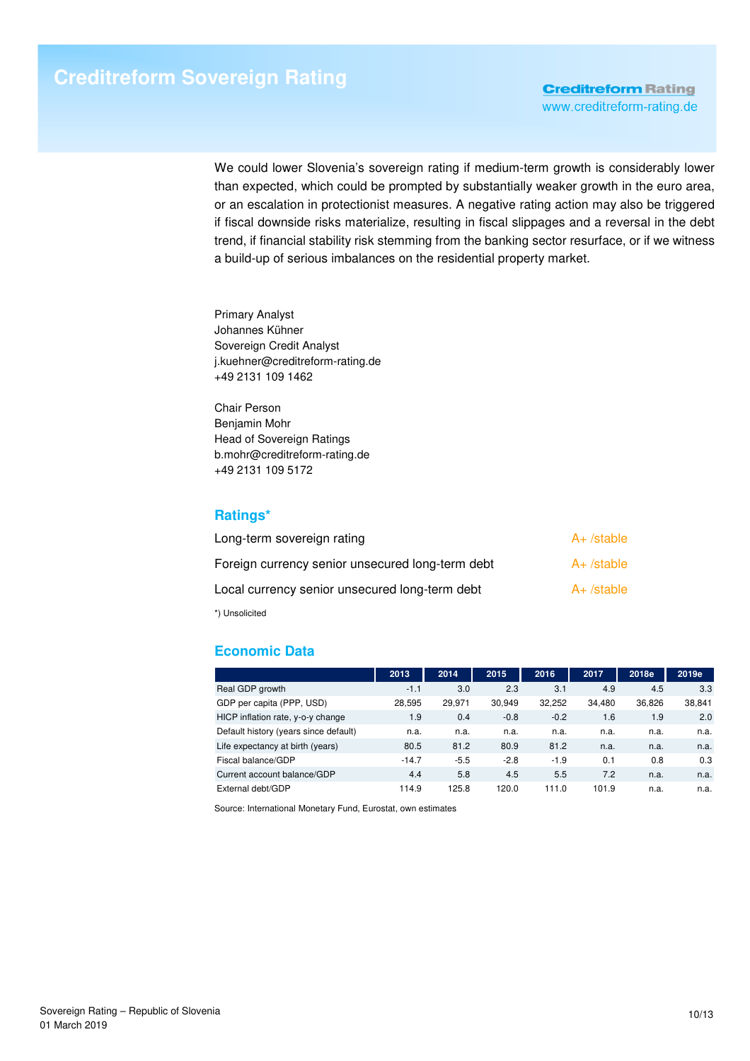We could lower Slovenia's sovereign rating if medium-term growth is considerably lower than expected, which could be prompted by substantially weaker growth in the euro area, or an escalation in protectionist measures. A negative rating action may also be triggered if fiscal downside risks materialize, resulting in fiscal slippages and a reversal in the debt trend, if financial stability risk stemming from the banking sector resurface, or if we witness a build-up of serious imbalances on the residential property market.

Primary Analyst
Johannes Kühner
Sovereign Credit Analyst
j.kuehner@creditreform-rating.de
+49 2131 109 1462

Chair Person
Benjamin Mohr
Head of Sovereign Ratings
b.mohr@creditreform-rating.de
+49 2131 109 5172

## Ratings*

| | |
|---|---|
| Long-term sovereign rating | A+ /stable |
| Foreign currency senior unsecured long-term debt | A+ /stable |
| Local currency senior unsecured long-term debt | A+ /stable |

*) Unsolicited

## Economic Data

| | 2013 | 2014 | 2015 | 2016 | 2017 | 2018e | 2019e |
|---|---|---|---|---|---|---|---|
| Real GDP growth | -1.1 | 3.0 | 2.3 | 3.1 | 4.9 | 4.5 | 3.3 |
| GDP per capita (PPP, USD) | 28,595 | 29,971 | 30,949 | 32,252 | 34,480 | 36,826 | 38,841 |
| HICP inflation rate, y-o-y change | 1.9 | 0.4 | -0.8 | -0.2 | 1.6 | 1.9 | 2.0 |
| Default history (years since default) | n.a. | n.a. | n.a. | n.a. | n.a. | n.a. | n.a. |
| Life expectancy at birth (years) | 80.5 | 81.2 | 80.9 | 81.2 | n.a. | n.a. | n.a. |
| Fiscal balance/GDP | -14.7 | -5.5 | -2.8 | -1.9 | 0.1 | 0.8 | 0.3 |
| Current account balance/GDP | 4.4 | 5.8 | 4.5 | 5.5 | 7.2 | n.a. | n.a. |
| External debt/GDP | 114.9 | 125.8 | 120.0 | 111.0 | 101.9 | n.a. | n.a. |

Source: International Monetary Fund, Eurostat, own estimates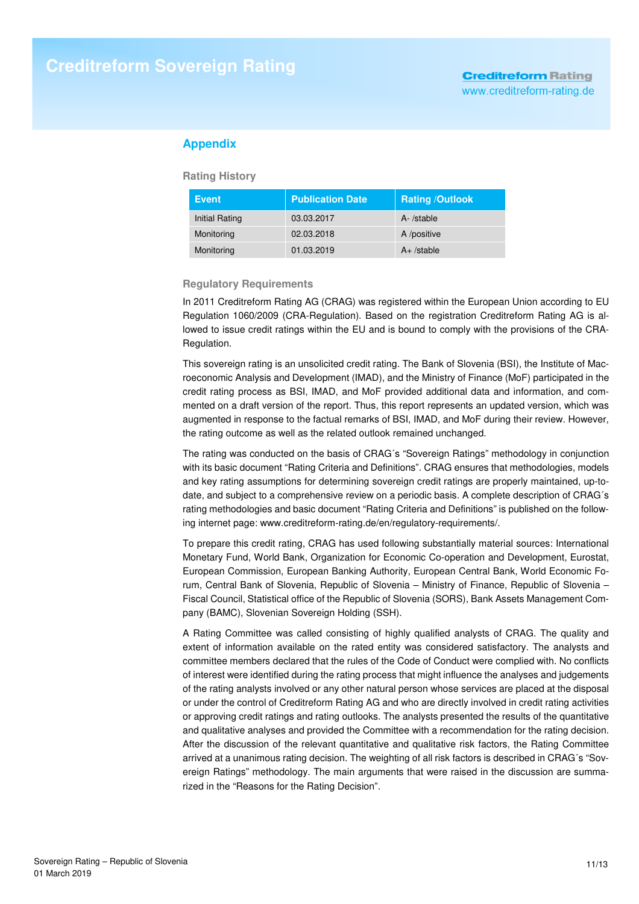## Appendix

### Rating History

| Event | Publication Date | Rating /Outlook |
|---|---|---|
| Initial Rating | 03.03.2017 | A- /stable |
| Monitoring | 02.03.2018 | A /positive |
| Monitoring | 01.03.2019 | A+ /stable |

### Regulatory Requirements

In 2011 Creditreform Rating AG (CRAG) was registered within the European Union according to EU Regulation 1060/2009 (CRA-Regulation). Based on the registration Creditreform Rating AG is allowed to issue credit ratings within the EU and is bound to comply with the provisions of the CRA-Regulation.

This sovereign rating is an unsolicited credit rating. The Bank of Slovenia (BSI), the Institute of Macroeconomic Analysis and Development (IMAD), and the Ministry of Finance (MoF) participated in the credit rating process as BSI, IMAD, and MoF provided additional data and information, and commented on a draft version of the report. Thus, this report represents an updated version, which was augmented in response to the factual remarks of BSI, IMAD, and MoF during their review. However, the rating outcome as well as the related outlook remained unchanged.

The rating was conducted on the basis of CRAG´s "Sovereign Ratings" methodology in conjunction with its basic document "Rating Criteria and Definitions". CRAG ensures that methodologies, models and key rating assumptions for determining sovereign credit ratings are properly maintained, up-to-date, and subject to a comprehensive review on a periodic basis. A complete description of CRAG´s rating methodologies and basic document "Rating Criteria and Definitions" is published on the following internet page: www.creditreform-rating.de/en/regulatory-requirements/.

To prepare this credit rating, CRAG has used following substantially material sources: International Monetary Fund, World Bank, Organization for Economic Co-operation and Development, Eurostat, European Commission, European Banking Authority, European Central Bank, World Economic Forum, Central Bank of Slovenia, Republic of Slovenia – Ministry of Finance, Republic of Slovenia – Fiscal Council, Statistical office of the Republic of Slovenia (SORS), Bank Assets Management Company (BAMC), Slovenian Sovereign Holding (SSH).

A Rating Committee was called consisting of highly qualified analysts of CRAG. The quality and extent of information available on the rated entity was considered satisfactory. The analysts and committee members declared that the rules of the Code of Conduct were complied with. No conflicts of interest were identified during the rating process that might influence the analyses and judgements of the rating analysts involved or any other natural person whose services are placed at the disposal or under the control of Creditreform Rating AG and who are directly involved in credit rating activities or approving credit ratings and rating outlooks. The analysts presented the results of the quantitative and qualitative analyses and provided the Committee with a recommendation for the rating decision. After the discussion of the relevant quantitative and qualitative risk factors, the Rating Committee arrived at a unanimous rating decision. The weighting of all risk factors is described in CRAG´s "Sovereign Ratings" methodology. The main arguments that were raised in the discussion are summarized in the "Reasons for the Rating Decision".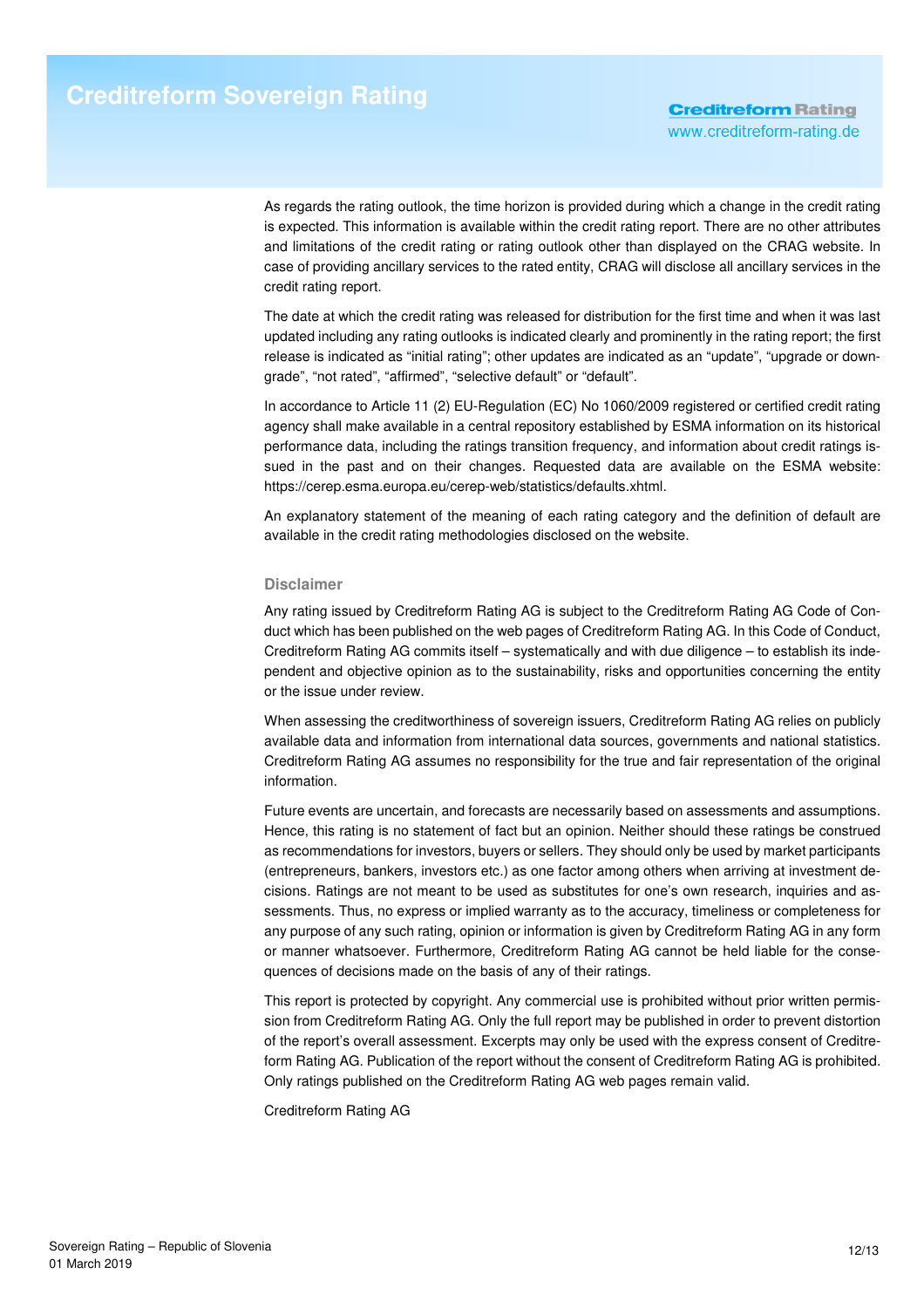As regards the rating outlook, the time horizon is provided during which a change in the credit rating is expected. This information is available within the credit rating report. There are no other attributes and limitations of the credit rating or rating outlook other than displayed on the CRAG website. In case of providing ancillary services to the rated entity, CRAG will disclose all ancillary services in the credit rating report.

The date at which the credit rating was released for distribution for the first time and when it was last updated including any rating outlooks is indicated clearly and prominently in the rating report; the first release is indicated as "initial rating"; other updates are indicated as an "update", "upgrade or downgrade", "not rated", "affirmed", "selective default" or "default".

In accordance to Article 11 (2) EU-Regulation (EC) No 1060/2009 registered or certified credit rating agency shall make available in a central repository established by ESMA information on its historical performance data, including the ratings transition frequency, and information about credit ratings issued in the past and on their changes. Requested data are available on the ESMA website: https://cerep.esma.europa.eu/cerep-web/statistics/defaults.xhtml.

An explanatory statement of the meaning of each rating category and the definition of default are available in the credit rating methodologies disclosed on the website.

### Disclaimer

Any rating issued by Creditreform Rating AG is subject to the Creditreform Rating AG Code of Conduct which has been published on the web pages of Creditreform Rating AG. In this Code of Conduct, Creditreform Rating AG commits itself – systematically and with due diligence – to establish its independent and objective opinion as to the sustainability, risks and opportunities concerning the entity or the issue under review.

When assessing the creditworthiness of sovereign issuers, Creditreform Rating AG relies on publicly available data and information from international data sources, governments and national statistics. Creditreform Rating AG assumes no responsibility for the true and fair representation of the original information.

Future events are uncertain, and forecasts are necessarily based on assessments and assumptions. Hence, this rating is no statement of fact but an opinion. Neither should these ratings be construed as recommendations for investors, buyers or sellers. They should only be used by market participants (entrepreneurs, bankers, investors etc.) as one factor among others when arriving at investment decisions. Ratings are not meant to be used as substitutes for one's own research, inquiries and assessments. Thus, no express or implied warranty as to the accuracy, timeliness or completeness for any purpose of any such rating, opinion or information is given by Creditreform Rating AG in any form or manner whatsoever. Furthermore, Creditreform Rating AG cannot be held liable for the consequences of decisions made on the basis of any of their ratings.

This report is protected by copyright. Any commercial use is prohibited without prior written permission from Creditreform Rating AG. Only the full report may be published in order to prevent distortion of the report's overall assessment. Excerpts may only be used with the express consent of Creditreform Rating AG. Publication of the report without the consent of Creditreform Rating AG is prohibited. Only ratings published on the Creditreform Rating AG web pages remain valid.

Creditreform Rating AG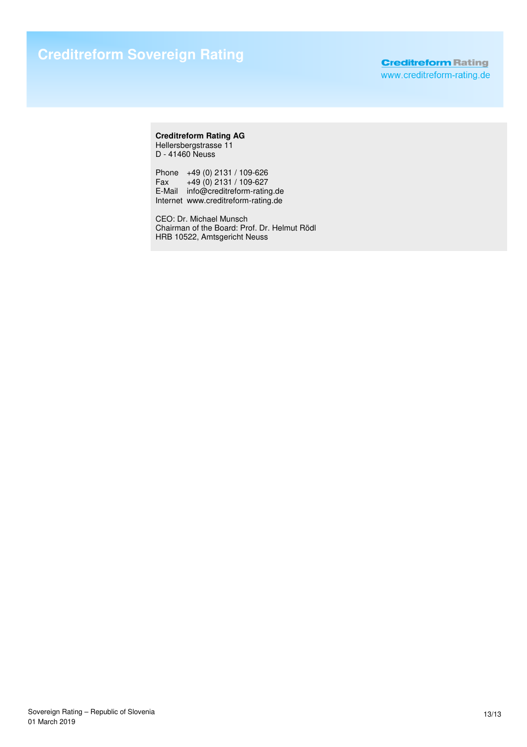**Creditreform Rating AG**
Hellersbergstrasse 11
D - 41460 Neuss

Phone +49 (0) 2131 / 109-626
Fax +49 (0) 2131 / 109-627
E-Mail info@creditreform-rating.de
Internet www.creditreform-rating.de

CEO: Dr. Michael Munsch
Chairman of the Board: Prof. Dr. Helmut Rödl
HRB 10522, Amtsgericht Neuss